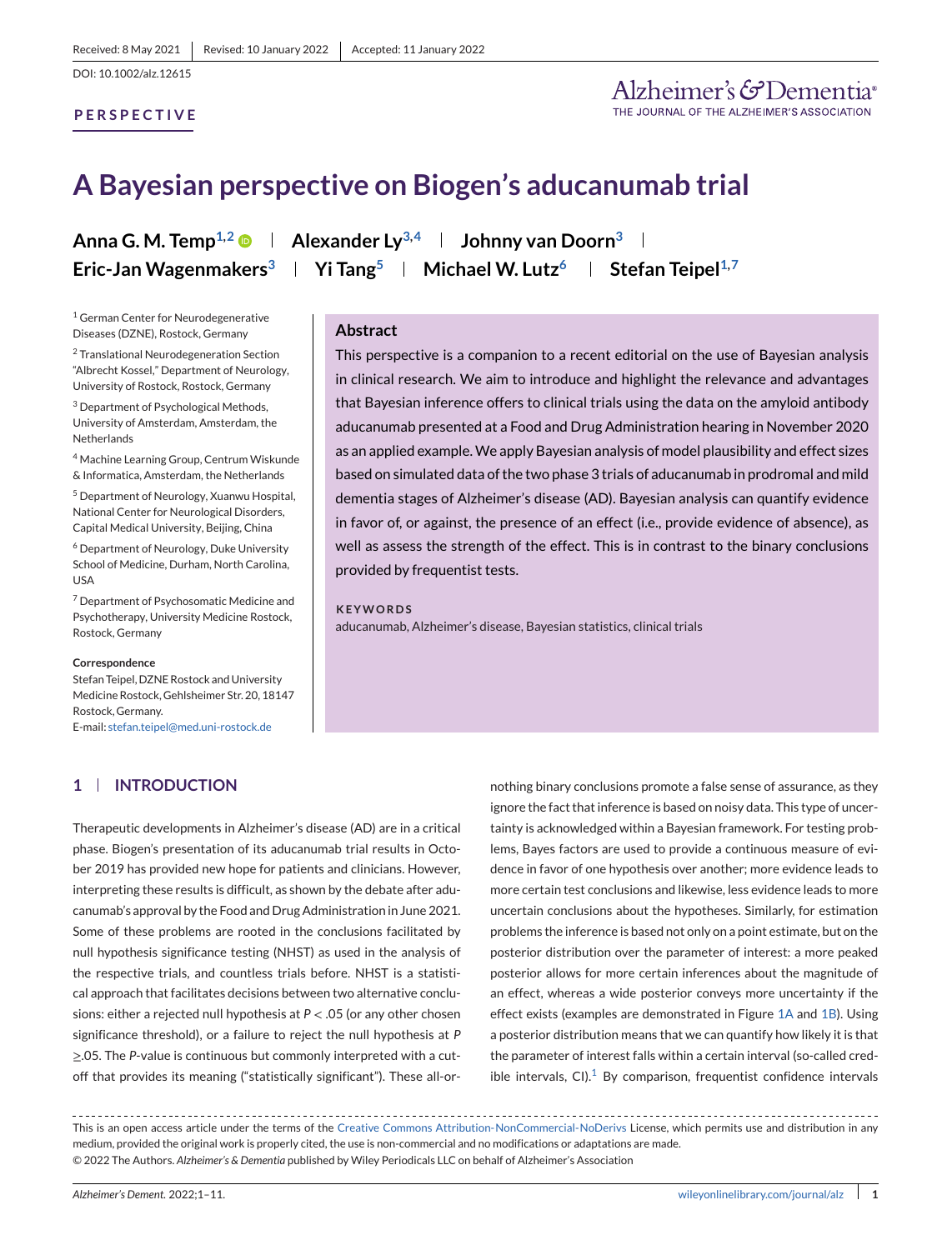Received: 8 May 2021 | Revised: 10 January 2022 | Accepted: 11 January 2022

DOI: 10.1002/alz.12615

**PERSPECTIVE**

# A Bayesian perspective on Biogen's aducanumab trial

**Anna G. M. Temp**[1,2] | **Alexander Ly**[3,4] | **Johnny van Doorn**[3] | **Eric-Jan Wagenmakers**[3] | **Yi Tang**[5] | **Michael W. Lutz**[6] | **Stefan Teipel**[1,7]

[1] German Center for Neurodegenerative Diseases (DZNE), Rostock, Germany

[2] Translational Neurodegeneration Section "Albrecht Kossel," Department of Neurology, University of Rostock, Rostock, Germany

[3] Department of Psychological Methods, University of Amsterdam, Amsterdam, the Netherlands

[4] Machine Learning Group, Centrum Wiskunde & Informatica, Amsterdam, the Netherlands

[5] Department of Neurology, Xuanwu Hospital, National Center for Neurological Disorders, Capital Medical University, Beijing, China

[6] Department of Neurology, Duke University School of Medicine, Durham, North Carolina, USA

[7] Department of Psychosomatic Medicine and Psychotherapy, University Medicine Rostock, Rostock, Germany

**Correspondence**

Stefan Teipel, DZNE Rostock and University Medicine Rostock, Gehlsheimer Str. 20, 18147 Rostock, Germany.
E-mail: stefan.teipel@med.uni-rostock.de

## Abstract

This perspective is a companion to a recent editorial on the use of Bayesian analysis in clinical research. We aim to introduce and highlight the relevance and advantages that Bayesian inference offers to clinical trials using the data on the amyloid antibody aducanumab presented at a Food and Drug Administration hearing in November 2020 as an applied example. We apply Bayesian analysis of model plausibility and effect sizes based on simulated data of the two phase 3 trials of aducanumab in prodromal and mild dementia stages of Alzheimer's disease (AD). Bayesian analysis can quantify evidence in favor of, or against, the presence of an effect (i.e., provide evidence of absence), as well as assess the strength of the effect. This is in contrast to the binary conclusions provided by frequentist tests.

**KEYWORDS**

aducanumab, Alzheimer's disease, Bayesian statistics, clinical trials

## 1 | INTRODUCTION

Therapeutic developments in Alzheimer's disease (AD) are in a critical phase. Biogen's presentation of its aducanumab trial results in October 2019 has provided new hope for patients and clinicians. However, interpreting these results is difficult, as shown by the debate after aducanumab's approval by the Food and Drug Administration in June 2021. Some of these problems are rooted in the conclusions facilitated by null hypothesis significance testing (NHST) as used in the analysis of the respective trials, and countless trials before. NHST is a statistical approach that facilitates decisions between two alternative conclusions: either a rejected null hypothesis at $P < .05$ (or any other chosen significance threshold), or a failure to reject the null hypothesis at $P \geq .05$. The *P*-value is continuous but commonly interpreted with a cut-off that provides its meaning ("statistically significant"). These all-or-nothing binary conclusions promote a false sense of assurance, as they ignore the fact that inference is based on noisy data. This type of uncertainty is acknowledged within a Bayesian framework. For testing problems, Bayes factors are used to provide a continuous measure of evidence in favor of one hypothesis over another; more evidence leads to more certain test conclusions and likewise, less evidence leads to more uncertain conclusions about the hypotheses. Similarly, for estimation problems the inference is based not only on a point estimate, but on the posterior distribution over the parameter of interest: a more peaked posterior allows for more certain inferences about the magnitude of an effect, whereas a wide posterior conveys more uncertainty if the effect exists (examples are demonstrated in Figure 1A and 1B). Using a posterior distribution means that we can quantify how likely it is that the parameter of interest falls within a certain interval (so-called credible intervals, CI).[1] By comparison, frequentist confidence intervals

This is an open access article under the terms of the Creative Commons Attribution-NonCommercial-NoDerivs License, which permits use and distribution in any medium, provided the original work is properly cited, the use is non-commercial and no modifications or adaptations are made.
© 2022 The Authors. *Alzheimer's & Dementia* published by Wiley Periodicals LLC on behalf of Alzheimer's Association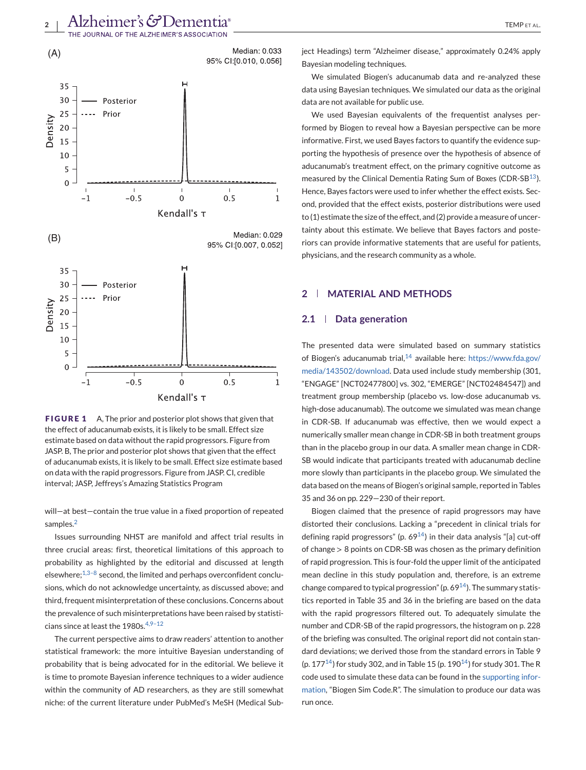FIGURE 1 A, The prior and posterior plot shows that given that the effect of aducanumab exists, it is likely to be small. Effect size estimate based on data without the rapid progressors. Figure from JASP. B, The prior and posterior plot shows that given that the effect of aducanumab exists, it is likely to be small. Effect size estimate based on data with the rapid progressors. Figure from JASP. CI, credible interval; JASP, Jeffreys's Amazing Statistics Program

will—at best—contain the true value in a fixed proportion of repeated samples.[2]

Issues surrounding NHST are manifold and affect trial results in three crucial areas: first, theoretical limitations of this approach to probability as highlighted by the editorial and discussed at length elsewhere;[1,3–8] second, the limited and perhaps overconfident conclusions, which do not acknowledge uncertainty, as discussed above; and third, frequent misinterpretation of these conclusions. Concerns about the prevalence of such misinterpretations have been raised by statisticians since at least the 1980s.[4,9–12]

The current perspective aims to draw readers' attention to another statistical framework: the more intuitive Bayesian understanding of probability that is being advocated for in the editorial. We believe it is time to promote Bayesian inference techniques to a wider audience within the community of AD researchers, as they are still somewhat niche: of the current literature under PubMed's MeSH (Medical Subject Headings) term "Alzheimer disease," approximately 0.24% apply Bayesian modeling techniques.

We simulated Biogen's aducanumab data and re-analyzed these data using Bayesian techniques. We simulated our data as the original data are not available for public use.

We used Bayesian equivalents of the frequentist analyses performed by Biogen to reveal how a Bayesian perspective can be more informative. First, we used Bayes factors to quantify the evidence supporting the hypothesis of presence over the hypothesis of absence of aducanumab's treatment effect, on the primary cognitive outcome as measured by the Clinical Dementia Rating Sum of Boxes (CDR-SB[13]). Hence, Bayes factors were used to infer whether the effect exists. Second, provided that the effect exists, posterior distributions were used to (1) estimate the size of the effect, and (2) provide a measure of uncertainty about this estimate. We believe that Bayes factors and posteriors can provide informative statements that are useful for patients, physicians, and the research community as a whole.

## 2 | MATERIAL AND METHODS

### 2.1 | Data generation

The presented data were simulated based on summary statistics of Biogen's aducanumab trial,[14] available here: https://www.fda.gov/media/143502/download. Data used include study membership (301, "ENGAGE" [NCT02477800] vs. 302, "EMERGE" [NCT02484547]) and treatment group membership (placebo vs. low-dose aducanumab vs. high-dose aducanumab). The outcome we simulated was mean change in CDR-SB. If aducanumab was effective, then we would expect a numerically smaller mean change in CDR-SB in both treatment groups than in the placebo group in our data. A smaller mean change in CDR-SB would indicate that participants treated with aducanumab decline more slowly than participants in the placebo group. We simulated the data based on the means of Biogen's original sample, reported in Tables 35 and 36 on pp. 229—230 of their report.

Biogen claimed that the presence of rapid progressors may have distorted their conclusions. Lacking a "precedent in clinical trials for defining rapid progressors" (p. 69[14]) in their data analysis "[a] cut-off of change > 8 points on CDR-SB was chosen as the primary definition of rapid progression. This is four-fold the upper limit of the anticipated mean decline in this study population and, therefore, is an extreme change compared to typical progression" (p. 69[14]). The summary statistics reported in Table 35 and 36 in the briefing are based on the data with the rapid progressors filtered out. To adequately simulate the number and CDR-SB of the rapid progressors, the histogram on p. 228 of the briefing was consulted. The original report did not contain standard deviations; we derived those from the standard errors in Table 9 (p. 177[14]) for study 302, and in Table 15 (p. 190[14]) for study 301. The R code used to simulate these data can be found in the supporting information, "Biogen Sim Code.R". The simulation to produce our data was run once.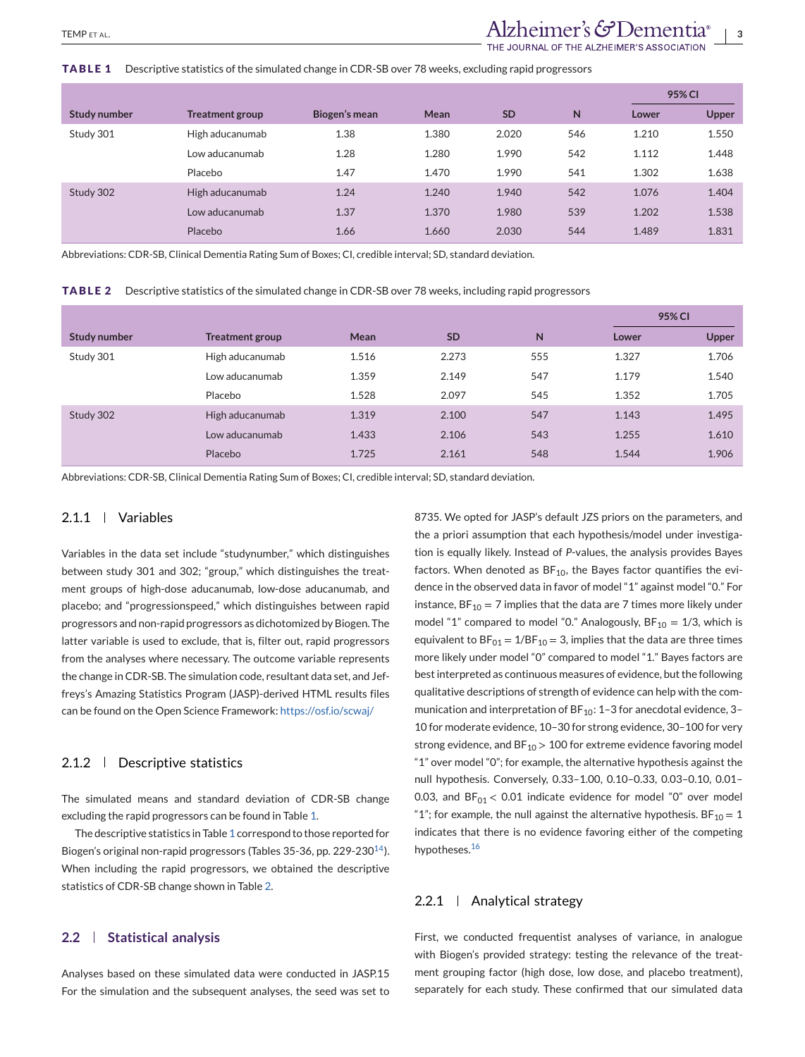**TABLE 1** Descriptive statistics of the simulated change in CDR-SB over 78 weeks, excluding rapid progressors

| Study number | Treatment group | Biogen's mean | Mean | SD | N | 95% CI | |
|---|---|---|---|---|---|---|---|
| | | | | | | Lower | Upper |
| Study 301 | High aducanumab | 1.38 | 1.380 | 2.020 | 546 | 1.210 | 1.550 |
| | Low aducanumab | 1.28 | 1.280 | 1.990 | 542 | 1.112 | 1.448 |
| | Placebo | 1.47 | 1.470 | 1.990 | 541 | 1.302 | 1.638 |
| Study 302 | High aducanumab | 1.24 | 1.240 | 1.940 | 542 | 1.076 | 1.404 |
| | Low aducanumab | 1.37 | 1.370 | 1.980 | 539 | 1.202 | 1.538 |
| | Placebo | 1.66 | 1.660 | 2.030 | 544 | 1.489 | 1.831 |

Abbreviations: CDR-SB, Clinical Dementia Rating Sum of Boxes; CI, credible interval; SD, standard deviation.

**TABLE 2** Descriptive statistics of the simulated change in CDR-SB over 78 weeks, including rapid progressors

| Study number | Treatment group | Mean | SD | N | 95% CI | |
|---|---|---|---|---|---|---|
| | | | | | Lower | Upper |
| Study 301 | High aducanumab | 1.516 | 2.273 | 555 | 1.327 | 1.706 |
| | Low aducanumab | 1.359 | 2.149 | 547 | 1.179 | 1.540 |
| | Placebo | 1.528 | 2.097 | 545 | 1.352 | 1.705 |
| Study 302 | High aducanumab | 1.319 | 2.100 | 547 | 1.143 | 1.495 |
| | Low aducanumab | 1.433 | 2.106 | 543 | 1.255 | 1.610 |
| | Placebo | 1.725 | 2.161 | 548 | 1.544 | 1.906 |

Abbreviations: CDR-SB, Clinical Dementia Rating Sum of Boxes; CI, credible interval; SD, standard deviation.

### 2.1.1 | Variables

Variables in the data set include "studynumber," which distinguishes between study 301 and 302; "group," which distinguishes the treatment groups of high-dose aducanumab, low-dose aducanumab, and placebo; and "progressionspeed," which distinguishes between rapid progressors and non-rapid progressors as dichotomized by Biogen. The latter variable is used to exclude, that is, filter out, rapid progressors from the analyses where necessary. The outcome variable represents the change in CDR-SB. The simulation code, resultant data set, and Jeffreys's Amazing Statistics Program (JASP)-derived HTML results files can be found on the Open Science Framework: https://osf.io/scwaj/

### 2.1.2 | Descriptive statistics

The simulated means and standard deviation of CDR-SB change excluding the rapid progressors can be found in Table 1.

The descriptive statistics in Table 1 correspond to those reported for Biogen's original non-rapid progressors (Tables 35-36, pp. 229-230[14]). When including the rapid progressors, we obtained the descriptive statistics of CDR-SB change shown in Table 2.

## 2.2 | Statistical analysis

Analyses based on these simulated data were conducted in JASP.15 For the simulation and the subsequent analyses, the seed was set to 8735. We opted for JASP's default JZS priors on the parameters, and the a priori assumption that each hypothesis/model under investigation is equally likely. Instead of *P*-values, the analysis provides Bayes factors. When denoted as $BF_{10}$, the Bayes factor quantifies the evidence in the observed data in favor of model "1" against model "0." For instance, $BF_{10} = 7$ implies that the data are 7 times more likely under model "1" compared to model "0." Analogously, $BF_{10} = 1/3$, which is equivalent to $BF_{01} = 1/BF_{10} = 3$, implies that the data are three times more likely under model "0" compared to model "1." Bayes factors are best interpreted as continuous measures of evidence, but the following qualitative descriptions of strength of evidence can help with the communication and interpretation of $BF_{10}$: 1–3 for anecdotal evidence, 3–10 for moderate evidence, 10–30 for strong evidence, 30–100 for very strong evidence, and $BF_{10} > 100$ for extreme evidence favoring model "1" over model "0"; for example, the alternative hypothesis against the null hypothesis. Conversely, 0.33–1.00, 0.10–0.33, 0.03–0.10, 0.01–0.03, and $BF_{01} < 0.01$ indicate evidence for model "0" over model "1"; for example, the null against the alternative hypothesis. $BF_{10} = 1$ indicates that there is no evidence favoring either of the competing hypotheses.[16]

### 2.2.1 | Analytical strategy

First, we conducted frequentist analyses of variance, in analogue with Biogen's provided strategy: testing the relevance of the treatment grouping factor (high dose, low dose, and placebo treatment), separately for each study. These confirmed that our simulated data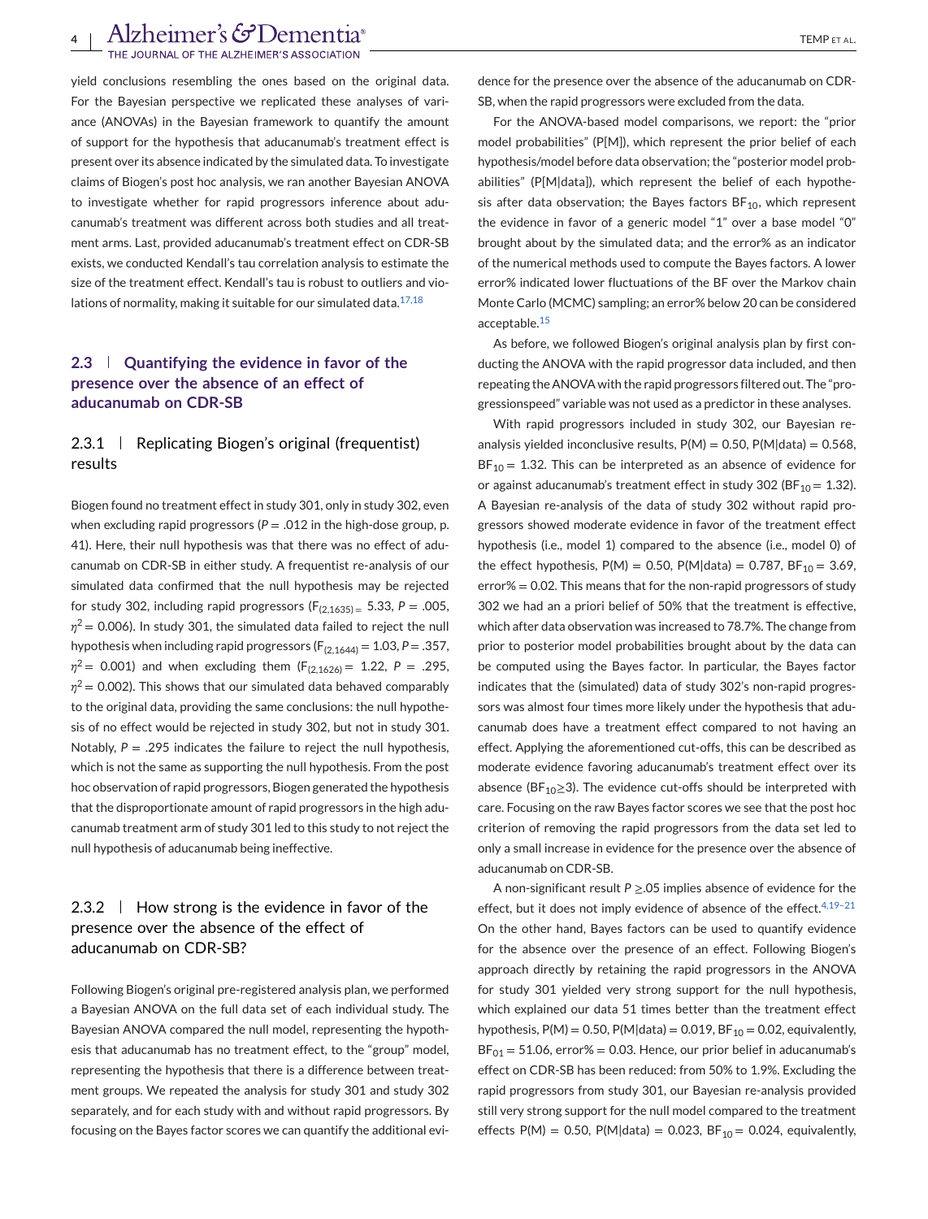yield conclusions resembling the ones based on the original data. For the Bayesian perspective we replicated these analyses of variance (ANOVAs) in the Bayesian framework to quantify the amount of support for the hypothesis that aducanumab's treatment effect is present over its absence indicated by the simulated data. To investigate claims of Biogen's post hoc analysis, we ran another Bayesian ANOVA to investigate whether for rapid progressors inference about aducanumab's treatment was different across both studies and all treatment arms. Last, provided aducanumab's treatment effect on CDR-SB exists, we conducted Kendall's tau correlation analysis to estimate the size of the treatment effect. Kendall's tau is robust to outliers and violations of normality, making it suitable for our simulated data.[17,18]

## 2.3 | Quantifying the evidence in favor of the presence over the absence of an effect of aducanumab on CDR-SB

### 2.3.1 | Replicating Biogen's original (frequentist) results

Biogen found no treatment effect in study 301, only in study 302, even when excluding rapid progressors ($P = .012$ in the high-dose group, p. 41). Here, their null hypothesis was that there was no effect of aducanumab on CDR-SB in either study. A frequentist re-analysis of our simulated data confirmed that the null hypothesis may be rejected for study 302, including rapid progressors ($F_{(2,1635)} = 5.33$, $P = .005$, $\eta^2 = 0.006$). In study 301, the simulated data failed to reject the null hypothesis when including rapid progressors ($F_{(2,1644)} = 1.03$, $P = .357$, $\eta^2 = 0.001$) and when excluding them ($F_{(2,1626)} = 1.22$, $P = .295$, $\eta^2 = 0.002$). This shows that our simulated data behaved comparably to the original data, providing the same conclusions: the null hypothesis of no effect would be rejected in study 302, but not in study 301. Notably, $P = .295$ indicates the failure to reject the null hypothesis, which is not the same as supporting the null hypothesis. From the post hoc observation of rapid progressors, Biogen generated the hypothesis that the disproportionate amount of rapid progressors in the high aducanumab treatment arm of study 301 led to this study to not reject the null hypothesis of aducanumab being ineffective.

### 2.3.2 | How strong is the evidence in favor of the presence over the absence of the effect of aducanumab on CDR-SB?

Following Biogen's original pre-registered analysis plan, we performed a Bayesian ANOVA on the full data set of each individual study. The Bayesian ANOVA compared the null model, representing the hypothesis that aducanumab has no treatment effect, to the "group" model, representing the hypothesis that there is a difference between treatment groups. We repeated the analysis for study 301 and study 302 separately, and for each study with and without rapid progressors. By focusing on the Bayes factor scores we can quantify the additional evidence for the presence over the absence of the aducanumab on CDR-SB, when the rapid progressors were excluded from the data.

For the ANOVA-based model comparisons, we report: the "prior model probabilities" (P[M]), which represent the prior belief of each hypothesis/model before data observation; the "posterior model probabilities" (P[M|data]), which represent the belief of each hypothesis after data observation; the Bayes factors $BF_{10}$, which represent the evidence in favor of a generic model "1" over a base model "0" brought about by the simulated data; and the error% as an indicator of the numerical methods used to compute the Bayes factors. A lower error% indicated lower fluctuations of the BF over the Markov chain Monte Carlo (MCMC) sampling; an error% below 20 can be considered acceptable.[15]

As before, we followed Biogen's original analysis plan by first conducting the ANOVA with the rapid progressor data included, and then repeating the ANOVA with the rapid progressors filtered out. The "progressionspeed" variable was not used as a predictor in these analyses.

With rapid progressors included in study 302, our Bayesian reanalysis yielded inconclusive results, $P(M) = 0.50$, $P(M|data) = 0.568$, $BF_{10} = 1.32$. This can be interpreted as an absence of evidence for or against aducanumab's treatment effect in study 302 ($BF_{10} = 1.32$). A Bayesian re-analysis of the data of study 302 without rapid progressors showed moderate evidence in favor of the treatment effect hypothesis (i.e., model 1) compared to the absence (i.e., model 0) of the effect hypothesis, $P(M) = 0.50$, $P(M|data) = 0.787$, $BF_{10} = 3.69$, error% = 0.02. This means that for the non-rapid progressors of study 302 we had an a priori belief of 50% that the treatment is effective, which after data observation was increased to 78.7%. The change from prior to posterior model probabilities brought about by the data can be computed using the Bayes factor. In particular, the Bayes factor indicates that the (simulated) data of study 302's non-rapid progressors was almost four times more likely under the hypothesis that aducanumab does have a treatment effect compared to not having an effect. Applying the aforementioned cut-offs, this can be described as moderate evidence favoring aducanumab's treatment effect over its absence ($BF_{10} \geq 3$). The evidence cut-offs should be interpreted with care. Focusing on the raw Bayes factor scores we see that the post hoc criterion of removing the rapid progressors from the data set led to only a small increase in evidence for the presence over the absence of aducanumab on CDR-SB.

A non-significant result $P \geq .05$ implies absence of evidence for the effect, but it does not imply evidence of absence of the effect.[4,19–21] On the other hand, Bayes factors can be used to quantify evidence for the absence over the presence of an effect. Following Biogen's approach directly by retaining the rapid progressors in the ANOVA for study 301 yielded very strong support for the null hypothesis, which explained our data 51 times better than the treatment effect hypothesis, $P(M) = 0.50$, $P(M|data) = 0.019$, $BF_{10} = 0.02$, equivalently, $BF_{01} = 51.06$, error% = 0.03. Hence, our prior belief in aducanumab's effect on CDR-SB has been reduced: from 50% to 1.9%. Excluding the rapid progressors from study 301, our Bayesian re-analysis provided still very strong support for the null model compared to the treatment effects $P(M) = 0.50$, $P(M|data) = 0.023$, $BF_{10} = 0.024$, equivalently,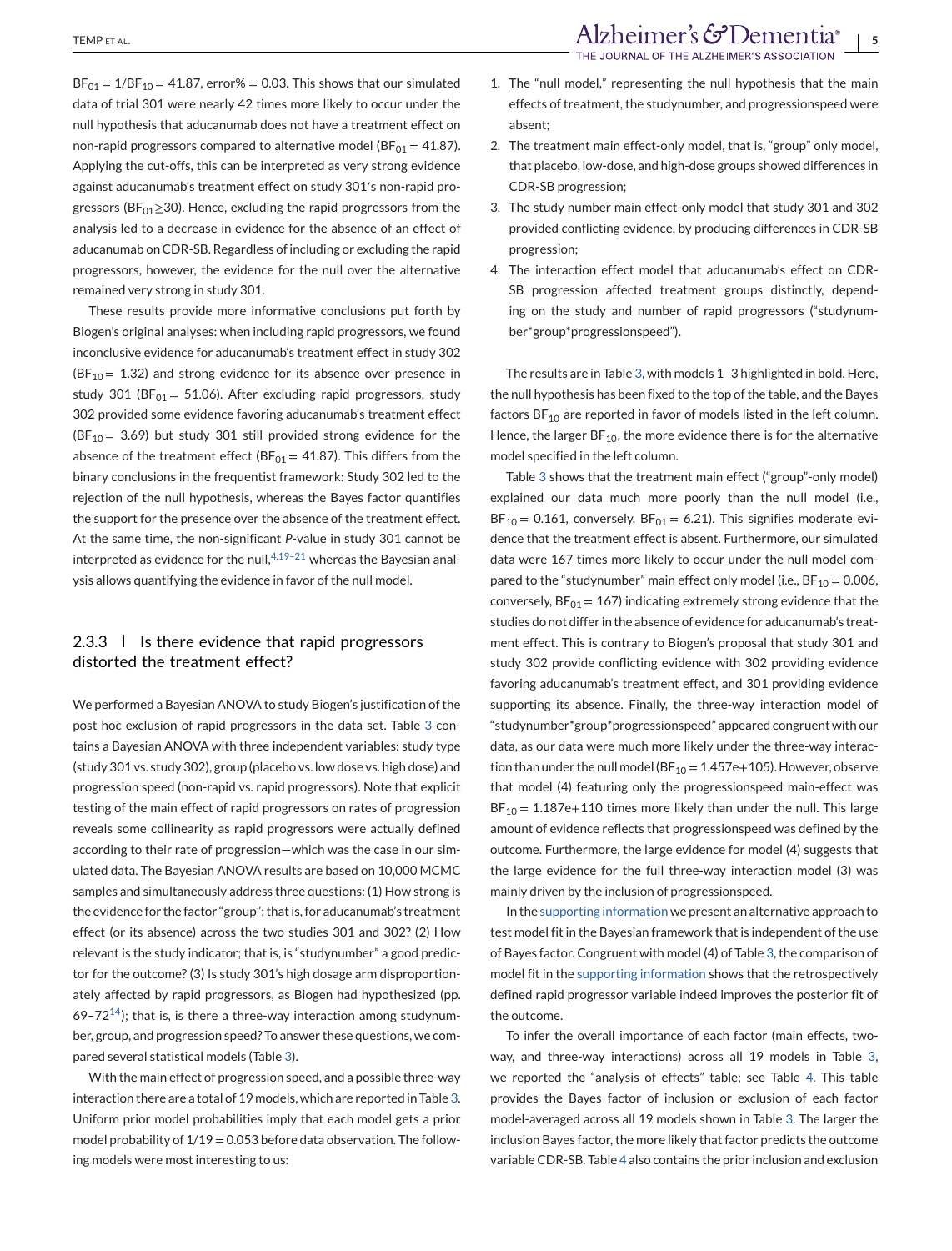$BF_{01} = 1/BF_{10} = 41.87$, error% = 0.03. This shows that our simulated data of trial 301 were nearly 42 times more likely to occur under the null hypothesis that aducanumab does not have a treatment effect on non-rapid progressors compared to alternative model ($BF_{01} = 41.87$). Applying the cut-offs, this can be interpreted as very strong evidence against aducanumab's treatment effect on study 301's non-rapid progressors ($BF_{01} \geq 30$). Hence, excluding the rapid progressors from the analysis led to a decrease in evidence for the absence of an effect of aducanumab on CDR-SB. Regardless of including or excluding the rapid progressors, however, the evidence for the null over the alternative remained very strong in study 301.

These results provide more informative conclusions put forth by Biogen's original analyses: when including rapid progressors, we found inconclusive evidence for aducanumab's treatment effect in study 302 ($BF_{10} = 1.32$) and strong evidence for its absence over presence in study 301 ($BF_{01} = 51.06$). After excluding rapid progressors, study 302 provided some evidence favoring aducanumab's treatment effect ($BF_{10} = 3.69$) but study 301 still provided strong evidence for the absence of the treatment effect ($BF_{01} = 41.87$). This differs from the binary conclusions in the frequentist framework: Study 302 led to the rejection of the null hypothesis, whereas the Bayes factor quantifies the support for the presence over the absence of the treatment effect. At the same time, the non-significant *P*-value in study 301 cannot be interpreted as evidence for the null,[4,19–21] whereas the Bayesian analysis allows quantifying the evidence in favor of the null model.

### 2.3.3 | Is there evidence that rapid progressors distorted the treatment effect?

We performed a Bayesian ANOVA to study Biogen's justification of the post hoc exclusion of rapid progressors in the data set. Table 3 contains a Bayesian ANOVA with three independent variables: study type (study 301 vs. study 302), group (placebo vs. low dose vs. high dose) and progression speed (non-rapid vs. rapid progressors). Note that explicit testing of the main effect of rapid progressors on rates of progression reveals some collinearity as rapid progressors were actually defined according to their rate of progression—which was the case in our simulated data. The Bayesian ANOVA results are based on 10,000 MCMC samples and simultaneously address three questions: (1) How strong is the evidence for the factor "group"; that is, for aducanumab's treatment effect (or its absence) across the two studies 301 and 302? (2) How relevant is the study indicator; that is, is "studynumber" a good predictor for the outcome? (3) Is study 301's high dosage arm disproportionately affected by rapid progressors, as Biogen had hypothesized (pp. 69–72[14]); that is, is there a three-way interaction among studynumber, group, and progression speed? To answer these questions, we compared several statistical models (Table 3).

With the main effect of progression speed, and a possible three-way interaction there are a total of 19 models, which are reported in Table 3. Uniform prior model probabilities imply that each model gets a prior model probability of $1/19 = 0.053$ before data observation. The following models were most interesting to us:

1. The "null model," representing the null hypothesis that the main effects of treatment, the studynumber, and progressionspeed were absent;
2. The treatment main effect-only model, that is, "group" only model, that placebo, low-dose, and high-dose groups showed differences in CDR-SB progression;
3. The study number main effect-only model that study 301 and 302 provided conflicting evidence, by producing differences in CDR-SB progression;
4. The interaction effect model that aducanumab's effect on CDR-SB progression affected treatment groups distinctly, depending on the study and number of rapid progressors ("studynumber*group*progressionspeed").

The results are in Table 3, with models 1–3 highlighted in bold. Here, the null hypothesis has been fixed to the top of the table, and the Bayes factors $BF_{10}$ are reported in favor of models listed in the left column. Hence, the larger $BF_{10}$, the more evidence there is for the alternative model specified in the left column.

Table 3 shows that the treatment main effect ("group"-only model) explained our data much more poorly than the null model (i.e., $BF_{10} = 0.161$, conversely, $BF_{01} = 6.21$). This signifies moderate evidence that the treatment effect is absent. Furthermore, our simulated data were 167 times more likely to occur under the null model compared to the "studynumber" main effect only model (i.e., $BF_{10} = 0.006$, conversely, $BF_{01} = 167$) indicating extremely strong evidence that the studies do not differ in the absence of evidence for aducanumab's treatment effect. This is contrary to Biogen's proposal that study 301 and study 302 provide conflicting evidence with 302 providing evidence favoring aducanumab's treatment effect, and 301 providing evidence supporting its absence. Finally, the three-way interaction model of "studynumber*group*progressionspeed" appeared congruent with our data, as our data were much more likely under the three-way interaction than under the null model ($BF_{10} = 1.457e+105$). However, observe that model (4) featuring only the progressionspeed main-effect was $BF_{10} = 1.187e+110$ times more likely than under the null. This large amount of evidence reflects that progressionspeed was defined by the outcome. Furthermore, the large evidence for model (4) suggests that the large evidence for the full three-way interaction model (3) was mainly driven by the inclusion of progressionspeed.

In the supporting information we present an alternative approach to test model fit in the Bayesian framework that is independent of the use of Bayes factor. Congruent with model (4) of Table 3, the comparison of model fit in the supporting information shows that the retrospectively defined rapid progressor variable indeed improves the posterior fit of the outcome.

To infer the overall importance of each factor (main effects, two-way, and three-way interactions) across all 19 models in Table 3, we reported the "analysis of effects" table; see Table 4. This table provides the Bayes factor of inclusion or exclusion of each factor model-averaged across all 19 models shown in Table 3. The larger the inclusion Bayes factor, the more likely that factor predicts the outcome variable CDR-SB. Table 4 also contains the prior inclusion and exclusion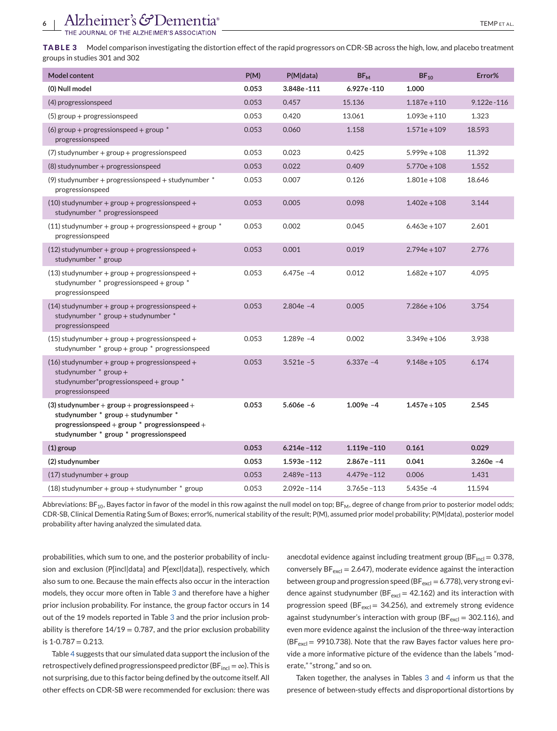**TABLE 3** Model comparison investigating the distortion effect of the rapid progressors on CDR-SB across the high, low, and placebo treatment groups in studies 301 and 302

| Model content | P(M) | P(M\|data) | $BF_M$ | $BF_{10}$ | Error% |
|---|---|---|---|---|---|
| **(0) Null model** | **0.053** | **3.848e-111** | **6.927e-110** | **1.000** | |
| (4) progressionspeed | 0.053 | 0.457 | 15.136 | 1.187e+110 | 9.122e-116 |
| (5) group + progressionspeed | 0.053 | 0.420 | 13.061 | 1.093e+110 | 1.323 |
| (6) group + progressionspeed + group * progressionspeed | 0.053 | 0.060 | 1.158 | 1.571e+109 | 18.593 |
| (7) studynumber + group + progressionspeed | 0.053 | 0.023 | 0.425 | 5.999e+108 | 11.392 |
| (8) studynumber + progressionspeed | 0.053 | 0.022 | 0.409 | 5.770e+108 | 1.552 |
| (9) studynumber + progressionspeed + studynumber * progressionspeed | 0.053 | 0.007 | 0.126 | 1.801e+108 | 18.646 |
| (10) studynumber + group + progressionspeed + studynumber * progressionspeed | 0.053 | 0.005 | 0.098 | 1.402e+108 | 3.144 |
| (11) studynumber + group + progressionspeed + group * progressionspeed | 0.053 | 0.002 | 0.045 | 6.463e+107 | 2.601 |
| (12) studynumber + group + progressionspeed + studynumber * group | 0.053 | 0.001 | 0.019 | 2.794e+107 | 2.776 |
| (13) studynumber + group + progressionspeed + studynumber * progressionspeed + group * progressionspeed | 0.053 | 6.475e −4 | 0.012 | 1.682e+107 | 4.095 |
| (14) studynumber + group + progressionspeed + studynumber * group + studynumber * progressionspeed | 0.053 | 2.804e −4 | 0.005 | 7.286e+106 | 3.754 |
| (15) studynumber + group + progressionspeed + studynumber * group + group * progressionspeed | 0.053 | 1.289e −4 | 0.002 | 3.349e+106 | 3.938 |
| (16) studynumber + group + progressionspeed + studynumber * group + studynumber*progressionspeed + group * progressionspeed | 0.053 | 3.521e −5 | 6.337e −4 | 9.148e+105 | 6.174 |
| **(3) studynumber + group + progressionspeed + studynumber * group + studynumber * progressionspeed + group * progressionspeed + studynumber * group * progressionspeed** | **0.053** | **5.606e −6** | **1.009e −4** | **1.457e+105** | **2.545** |
| **(1) group** | **0.053** | **6.214e-112** | **1.119e-110** | **0.161** | **0.029** |
| **(2) studynumber** | **0.053** | **1.593e-112** | **2.867e-111** | **0.041** | **3.260e −4** |
| (17) studynumber + group | 0.053 | 2.489e-113 | 4.479e-112 | 0.006 | 1.431 |
| (18) studynumber + group + studynumber * group | 0.053 | 2.092e-114 | 3.765e-113 | 5.435e -4 | 11.594 |

Abbreviations: $BF_{10}$, Bayes factor in favor of the model in this row against the null model on top; $BF_M$, degree of change from prior to posterior model odds; CDR-SB, Clinical Dementia Rating Sum of Boxes; error%, numerical stability of the result; P(M), assumed prior model probability; P(M|data), posterior model probability after having analyzed the simulated data.

probabilities, which sum to one, and the posterior probability of inclusion and exclusion (P[incl|data] and P[excl|data]), respectively, which also sum to one. Because the main effects also occur in the interaction models, they occur more often in Table 3 and therefore have a higher prior inclusion probability. For instance, the group factor occurs in 14 out of the 19 models reported in Table 3 and the prior inclusion probability is therefore 14/19 = 0.787, and the prior exclusion probability is 1-0.787 = 0.213.

Table 4 suggests that our simulated data support the inclusion of the retrospectively defined progressionspeed predictor ($BF_{incl} = \infty$). This is not surprising, due to this factor being defined by the outcome itself. All other effects on CDR-SB were recommended for exclusion: there was anecdotal evidence against including treatment group ($BF_{incl} = 0.378$, conversely $BF_{excl} = 2.647$), moderate evidence against the interaction between group and progression speed ($BF_{excl} = 6.778$), very strong evidence against studynumber ($BF_{excl} = 42.162$) and its interaction with progression speed ($BF_{excl} = 34.256$), and extremely strong evidence against studynumber's interaction with group ($BF_{excl} = 302.116$), and even more evidence against the inclusion of the three-way interaction ($BF_{excl} = 9910.738$). Note that the raw Bayes factor values here provide a more informative picture of the evidence than the labels "moderate," "strong," and so on.

Taken together, the analyses in Tables 3 and 4 inform us that the presence of between-study effects and disproportional distortions by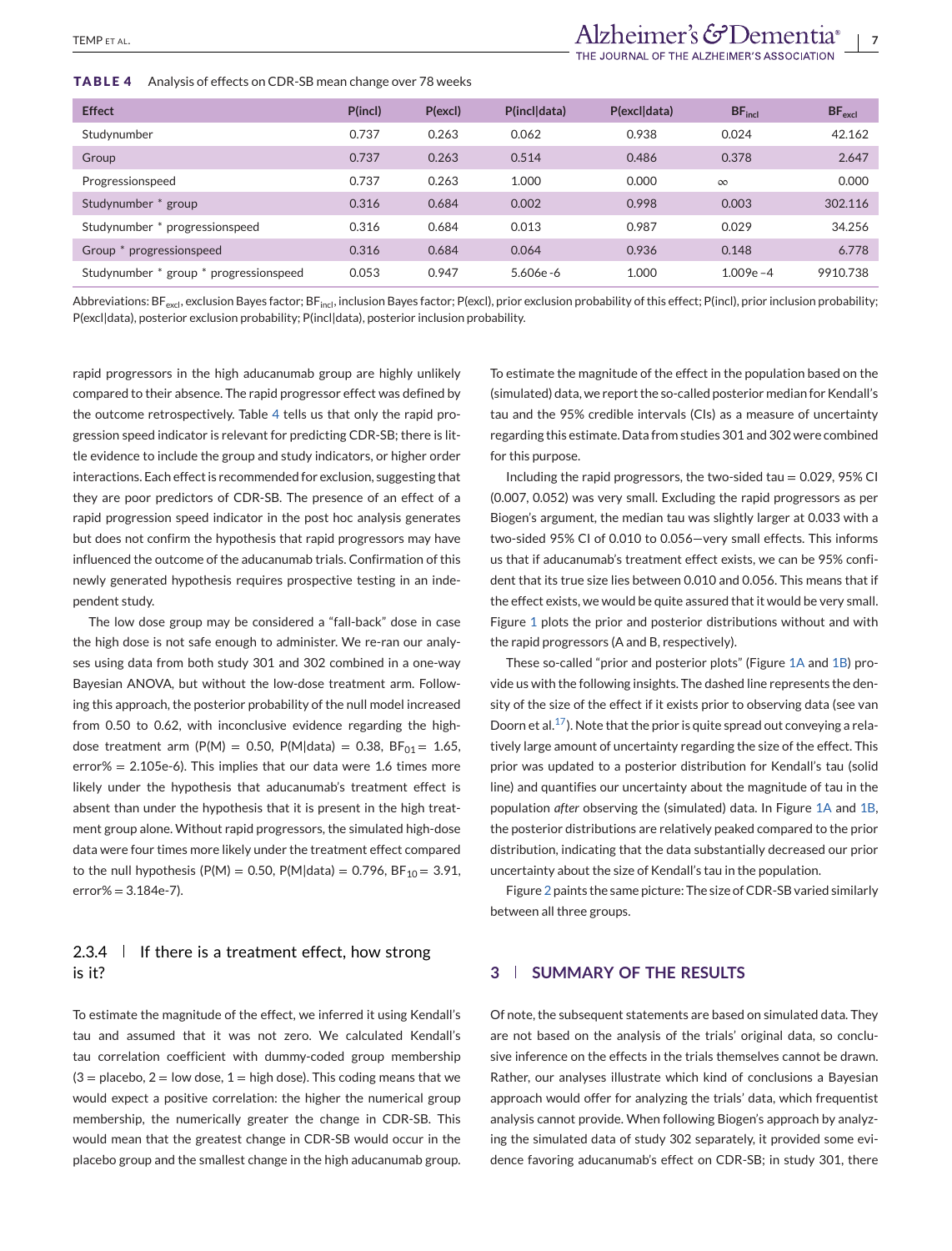**TABLE 4** Analysis of effects on CDR-SB mean change over 78 weeks

| Effect | P(incl) | P(excl) | P(incl\|data) | P(excl\|data) | $BF_{incl}$ | $BF_{excl}$ |
|---|---|---|---|---|---|---|
| Studynumber | 0.737 | 0.263 | 0.062 | 0.938 | 0.024 | 42.162 |
| Group | 0.737 | 0.263 | 0.514 | 0.486 | 0.378 | 2.647 |
| Progressionspeed | 0.737 | 0.263 | 1.000 | 0.000 | $\infty$ | 0.000 |
| Studynumber * group | 0.316 | 0.684 | 0.002 | 0.998 | 0.003 | 302.116 |
| Studynumber * progressionspeed | 0.316 | 0.684 | 0.013 | 0.987 | 0.029 | 34.256 |
| Group * progressionspeed | 0.316 | 0.684 | 0.064 | 0.936 | 0.148 | 6.778 |
| Studynumber * group * progressionspeed | 0.053 | 0.947 | 5.606e -6 | 1.000 | 1.009e −4 | 9910.738 |

Abbreviations: $BF_{excl}$, exclusion Bayes factor; $BF_{incl}$, inclusion Bayes factor; P(excl), prior exclusion probability of this effect; P(incl), prior inclusion probability; P(excl|data), posterior exclusion probability; P(incl|data), posterior inclusion probability.

rapid progressors in the high aducanumab group are highly unlikely compared to their absence. The rapid progressor effect was defined by the outcome retrospectively. Table 4 tells us that only the rapid progression speed indicator is relevant for predicting CDR-SB; there is little evidence to include the group and study indicators, or higher order interactions. Each effect is recommended for exclusion, suggesting that they are poor predictors of CDR-SB. The presence of an effect of a rapid progression speed indicator in the post hoc analysis generates but does not confirm the hypothesis that rapid progressors may have influenced the outcome of the aducanumab trials. Confirmation of this newly generated hypothesis requires prospective testing in an independent study.

The low dose group may be considered a "fall-back" dose in case the high dose is not safe enough to administer. We re-ran our analyses using data from both study 301 and 302 combined in a one-way Bayesian ANOVA, but without the low-dose treatment arm. Following this approach, the posterior probability of the null model increased from 0.50 to 0.62, with inconclusive evidence regarding the high-dose treatment arm (P(M) = 0.50, P(M|data) = 0.38, $BF_{01}$ = 1.65, error% = 2.105e-6). This implies that our data were 1.6 times more likely under the hypothesis that aducanumab's treatment effect is absent than under the hypothesis that it is present in the high treatment group alone. Without rapid progressors, the simulated high-dose data were four times more likely under the treatment effect compared to the null hypothesis (P(M) = 0.50, P(M|data) = 0.796, $BF_{10}$ = 3.91, error% = 3.184e-7).

### 2.3.4 | If there is a treatment effect, how strong is it?

To estimate the magnitude of the effect, we inferred it using Kendall's tau and assumed that it was not zero. We calculated Kendall's tau correlation coefficient with dummy-coded group membership (3 = placebo, 2 = low dose, 1 = high dose). This coding means that we would expect a positive correlation: the higher the numerical group membership, the numerically greater the change in CDR-SB. This would mean that the greatest change in CDR-SB would occur in the placebo group and the smallest change in the high aducanumab group. To estimate the magnitude of the effect in the population based on the (simulated) data, we report the so-called posterior median for Kendall's tau and the 95% credible intervals (CIs) as a measure of uncertainty regarding this estimate. Data from studies 301 and 302 were combined for this purpose.

Including the rapid progressors, the two-sided tau = 0.029, 95% CI (0.007, 0.052) was very small. Excluding the rapid progressors as per Biogen's argument, the median tau was slightly larger at 0.033 with a two-sided 95% CI of 0.010 to 0.056—very small effects. This informs us that if aducanumab's treatment effect exists, we can be 95% confident that its true size lies between 0.010 and 0.056. This means that if the effect exists, we would be quite assured that it would be very small. Figure 1 plots the prior and posterior distributions without and with the rapid progressors (A and B, respectively).

These so-called "prior and posterior plots" (Figure 1A and 1B) provide us with the following insights. The dashed line represents the density of the size of the effect if it exists prior to observing data (see van Doorn et al.[17]). Note that the prior is quite spread out conveying a relatively large amount of uncertainty regarding the size of the effect. This prior was updated to a posterior distribution for Kendall's tau (solid line) and quantifies our uncertainty about the magnitude of tau in the population *after* observing the (simulated) data. In Figure 1A and 1B, the posterior distributions are relatively peaked compared to the prior distribution, indicating that the data substantially decreased our prior uncertainty about the size of Kendall's tau in the population.

Figure 2 paints the same picture: The size of CDR-SB varied similarly between all three groups.

## 3 | SUMMARY OF THE RESULTS

Of note, the subsequent statements are based on simulated data. They are not based on the analysis of the trials' original data, so conclusive inference on the effects in the trials themselves cannot be drawn. Rather, our analyses illustrate which kind of conclusions a Bayesian approach would offer for analyzing the trials' data, which frequentist analysis cannot provide. When following Biogen's approach by analyzing the simulated data of study 302 separately, it provided some evidence favoring aducanumab's effect on CDR-SB; in study 301, there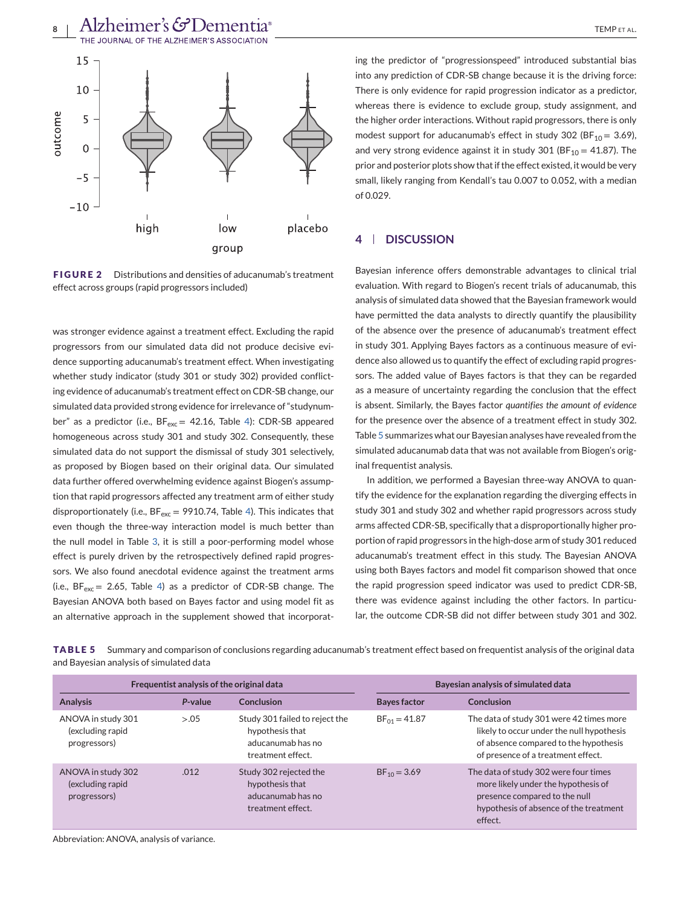**FIGURE 2** Distributions and densities of aducanumab's treatment effect across groups (rapid progressors included)

was stronger evidence against a treatment effect. Excluding the rapid progressors from our simulated data did not produce decisive evidence supporting aducanumab's treatment effect. When investigating whether study indicator (study 301 or study 302) provided conflicting evidence of aducanumab's treatment effect on CDR-SB change, our simulated data provided strong evidence for irrelevance of "studynumber" as a predictor (i.e., $BF_{exc} = 42.16$, Table 4): CDR-SB appeared homogeneous across study 301 and study 302. Consequently, these simulated data do not support the dismissal of study 301 selectively, as proposed by Biogen based on their original data. Our simulated data further offered overwhelming evidence against Biogen's assumption that rapid progressors affected any treatment arm of either study disproportionately (i.e., $BF_{exc} = 9910.74$, Table 4). This indicates that even though the three-way interaction model is much better than the null model in Table 3, it is still a poor-performing model whose effect is purely driven by the retrospectively defined rapid progressors. We also found anecdotal evidence against the treatment arms (i.e., $BF_{exc} = 2.65$, Table 4) as a predictor of CDR-SB change. The Bayesian ANOVA both based on Bayes factor and using model fit as an alternative approach in the supplement showed that incorporating the predictor of "progressionspeed" introduced substantial bias into any prediction of CDR-SB change because it is the driving force: There is only evidence for rapid progression indicator as a predictor, whereas there is evidence to exclude group, study assignment, and the higher order interactions. Without rapid progressors, there is only modest support for aducanumab's effect in study 302 ($BF_{10} = 3.69$), and very strong evidence against it in study 301 ($BF_{10} = 41.87$). The prior and posterior plots show that if the effect existed, it would be very small, likely ranging from Kendall's tau 0.007 to 0.052, with a median of 0.029.

## 4 | DISCUSSION

Bayesian inference offers demonstrable advantages to clinical trial evaluation. With regard to Biogen's recent trials of aducanumab, this analysis of simulated data showed that the Bayesian framework would have permitted the data analysts to directly quantify the plausibility of the absence over the presence of aducanumab's treatment effect in study 301. Applying Bayes factors as a continuous measure of evidence also allowed us to quantify the effect of excluding rapid progressors. The added value of Bayes factors is that they can be regarded as a measure of uncertainty regarding the conclusion that the effect is absent. Similarly, the Bayes factor *quantifies the amount of evidence* for the presence over the absence of a treatment effect in study 302. Table 5 summarizes what our Bayesian analyses have revealed from the simulated aducanumab data that was not available from Biogen's original frequentist analysis.

In addition, we performed a Bayesian three-way ANOVA to quantify the evidence for the explanation regarding the diverging effects in study 301 and study 302 and whether rapid progressors across study arms affected CDR-SB, specifically that a disproportionally higher proportion of rapid progressors in the high-dose arm of study 301 reduced aducanumab's treatment effect in this study. The Bayesian ANOVA using both Bayes factors and model fit comparison showed that once the rapid progression speed indicator was used to predict CDR-SB, there was evidence against including the other factors. In particular, the outcome CDR-SB did not differ between study 301 and 302.

**TABLE 5** Summary and comparison of conclusions regarding aducanumab's treatment effect based on frequentist analysis of the original data and Bayesian analysis of simulated data

| Frequentist analysis of the original data | | | Bayesian analysis of simulated data | |
|---|---|---|---|---|
| **Analysis** | ***P*-value** | **Conclusion** | **Bayes factor** | **Conclusion** |
| ANOVA in study 301 (excluding rapid progressors) | >.05 | Study 301 failed to reject the hypothesis that aducanumab has no treatment effect. | $BF_{01} = 41.87$ | The data of study 301 were 42 times more likely to occur under the null hypothesis of absence compared to the hypothesis of presence of a treatment effect. |
| ANOVA in study 302 (excluding rapid progressors) | .012 | Study 302 rejected the hypothesis that aducanumab has no treatment effect. | $BF_{10} = 3.69$ | The data of study 302 were four times more likely under the hypothesis of presence compared to the null hypothesis of absence of the treatment effect. |

Abbreviation: ANOVA, analysis of variance.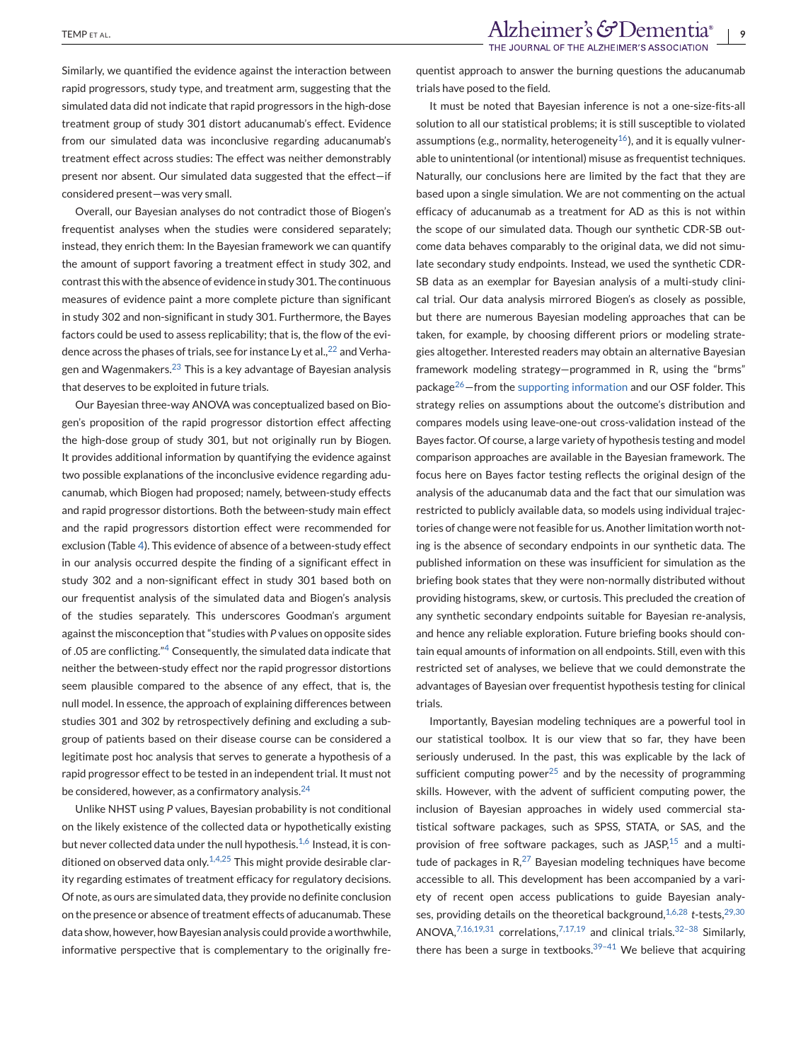Similarly, we quantified the evidence against the interaction between rapid progressors, study type, and treatment arm, suggesting that the simulated data did not indicate that rapid progressors in the high-dose treatment group of study 301 distort aducanumab's effect. Evidence from our simulated data was inconclusive regarding aducanumab's treatment effect across studies: The effect was neither demonstrably present nor absent. Our simulated data suggested that the effect—if considered present—was very small.

Overall, our Bayesian analyses do not contradict those of Biogen's frequentist analyses when the studies were considered separately; instead, they enrich them: In the Bayesian framework we can quantify the amount of support favoring a treatment effect in study 302, and contrast this with the absence of evidence in study 301. The continuous measures of evidence paint a more complete picture than significant in study 302 and non-significant in study 301. Furthermore, the Bayes factors could be used to assess replicability; that is, the flow of the evidence across the phases of trials, see for instance Ly et al.,[22] and Verhagen and Wagenmakers.[23] This is a key advantage of Bayesian analysis that deserves to be exploited in future trials.

Our Bayesian three-way ANOVA was conceptualized based on Biogen's proposition of the rapid progressor distortion effect affecting the high-dose group of study 301, but not originally run by Biogen. It provides additional information by quantifying the evidence against two possible explanations of the inconclusive evidence regarding aducanumab, which Biogen had proposed; namely, between-study effects and rapid progressor distortions. Both the between-study main effect and the rapid progressors distortion effect were recommended for exclusion (Table 4). This evidence of absence of a between-study effect in our analysis occurred despite the finding of a significant effect in study 302 and a non-significant effect in study 301 based both on our frequentist analysis of the simulated data and Biogen's analysis of the studies separately. This underscores Goodman's argument against the misconception that "studies with *P* values on opposite sides of .05 are conflicting."[4] Consequently, the simulated data indicate that neither the between-study effect nor the rapid progressor distortions seem plausible compared to the absence of any effect, that is, the null model. In essence, the approach of explaining differences between studies 301 and 302 by retrospectively defining and excluding a subgroup of patients based on their disease course can be considered a legitimate post hoc analysis that serves to generate a hypothesis of a rapid progressor effect to be tested in an independent trial. It must not be considered, however, as a confirmatory analysis.[24]

Unlike NHST using *P* values, Bayesian probability is not conditional on the likely existence of the collected data or hypothetically existing but never collected data under the null hypothesis.[1,6] Instead, it is conditioned on observed data only.[1,4,25] This might provide desirable clarity regarding estimates of treatment efficacy for regulatory decisions. Of note, as ours are simulated data, they provide no definite conclusion on the presence or absence of treatment effects of aducanumab. These data show, however, how Bayesian analysis could provide a worthwhile, informative perspective that is complementary to the originally frequentist approach to answer the burning questions the aducanumab trials have posed to the field.

It must be noted that Bayesian inference is not a one-size-fits-all solution to all our statistical problems; it is still susceptible to violated assumptions (e.g., normality, heterogeneity[16]), and it is equally vulnerable to unintentional (or intentional) misuse as frequentist techniques. Naturally, our conclusions here are limited by the fact that they are based upon a single simulation. We are not commenting on the actual efficacy of aducanumab as a treatment for AD as this is not within the scope of our simulated data. Though our synthetic CDR-SB outcome data behaves comparably to the original data, we did not simulate secondary study endpoints. Instead, we used the synthetic CDR-SB data as an exemplar for Bayesian analysis of a multi-study clinical trial. Our data analysis mirrored Biogen's as closely as possible, but there are numerous Bayesian modeling approaches that can be taken, for example, by choosing different priors or modeling strategies altogether. Interested readers may obtain an alternative Bayesian framework modeling strategy—programmed in R, using the "brms" package[26]—from the supporting information and our OSF folder. This strategy relies on assumptions about the outcome's distribution and compares models using leave-one-out cross-validation instead of the Bayes factor. Of course, a large variety of hypothesis testing and model comparison approaches are available in the Bayesian framework. The focus here on Bayes factor testing reflects the original design of the analysis of the aducanumab data and the fact that our simulation was restricted to publicly available data, so models using individual trajectories of change were not feasible for us. Another limitation worth noting is the absence of secondary endpoints in our synthetic data. The published information on these was insufficient for simulation as the briefing book states that they were non-normally distributed without providing histograms, skew, or curtosis. This precluded the creation of any synthetic secondary endpoints suitable for Bayesian re-analysis, and hence any reliable exploration. Future briefing books should contain equal amounts of information on all endpoints. Still, even with this restricted set of analyses, we believe that we could demonstrate the advantages of Bayesian over frequentist hypothesis testing for clinical trials.

Importantly, Bayesian modeling techniques are a powerful tool in our statistical toolbox. It is our view that so far, they have been seriously underused. In the past, this was explicable by the lack of sufficient computing power[25] and by the necessity of programming skills. However, with the advent of sufficient computing power, the inclusion of Bayesian approaches in widely used commercial statistical software packages, such as SPSS, STATA, or SAS, and the provision of free software packages, such as JASP,[15] and a multitude of packages in R,[27] Bayesian modeling techniques have become accessible to all. This development has been accompanied by a variety of recent open access publications to guide Bayesian analyses, providing details on the theoretical background,[1,6,28] *t*-tests,[29,30] ANOVA,[7,16,19,31] correlations,[7,17,19] and clinical trials.[32–38] Similarly, there has been a surge in textbooks.[39–41] We believe that acquiring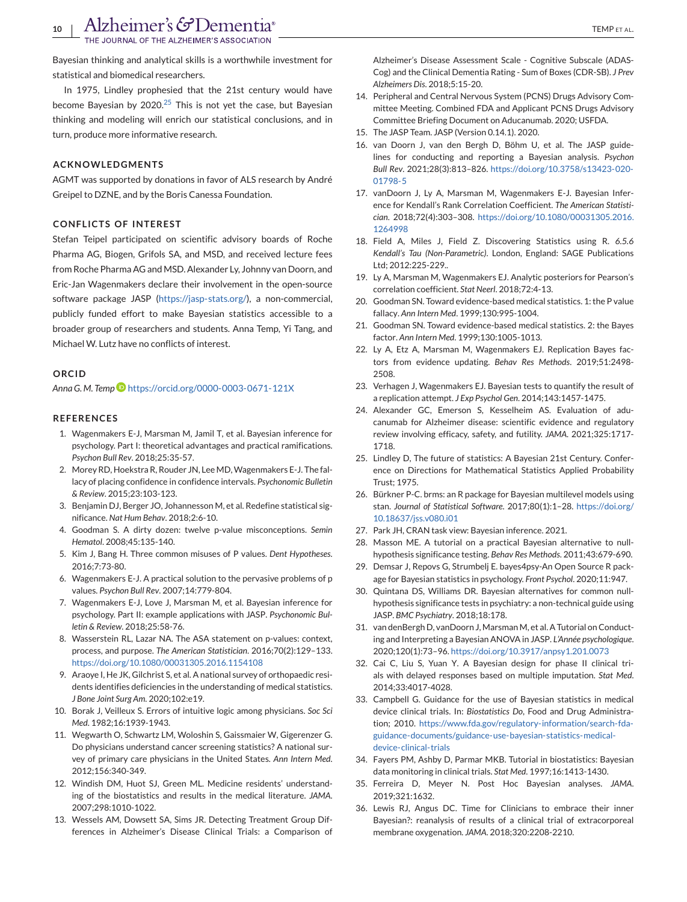Bayesian thinking and analytical skills is a worthwhile investment for statistical and biomedical researchers.

In 1975, Lindley prophesied that the 21st century would have become Bayesian by 2020.[25] This is not yet the case, but Bayesian thinking and modeling will enrich our statistical conclusions, and in turn, produce more informative research.

## ACKNOWLEDGMENTS

AGMT was supported by donations in favor of ALS research by André Greipel to DZNE, and by the Boris Canessa Foundation.

## CONFLICTS OF INTEREST

Stefan Teipel participated on scientific advisory boards of Roche Pharma AG, Biogen, Grifols SA, and MSD, and received lecture fees from Roche Pharma AG and MSD. Alexander Ly, Johnny van Doorn, and Eric-Jan Wagenmakers declare their involvement in the open-source software package JASP (https://jasp-stats.org/), a non-commercial, publicly funded effort to make Bayesian statistics accessible to a broader group of researchers and students. Anna Temp, Yi Tang, and Michael W. Lutz have no conflicts of interest.

## ORCID

*Anna G. M. Temp* https://orcid.org/0000-0003-0671-121X

## REFERENCES

1. Wagenmakers E-J, Marsman M, Jamil T, et al. Bayesian inference for psychology. Part I: theoretical advantages and practical ramifications. *Psychon Bull Rev*. 2018;25:35-57.
2. Morey RD, Hoekstra R, Rouder JN, Lee MD, Wagenmakers E-J. The fallacy of placing confidence in confidence intervals. *Psychonomic Bulletin & Review*. 2015;23:103-123.
3. Benjamin DJ, Berger JO, Johannesson M, et al. Redefine statistical significance. *Nat Hum Behav*. 2018;2:6-10.
4. Goodman S. A dirty dozen: twelve p-value misconceptions. *Semin Hematol*. 2008;45:135-140.
5. Kim J, Bang H. Three common misuses of P values. *Dent Hypotheses*. 2016;7:73-80.
6. Wagenmakers E-J. A practical solution to the pervasive problems of p values. *Psychon Bull Rev*. 2007;14:779-804.
7. Wagenmakers E-J, Love J, Marsman M, et al. Bayesian inference for psychology. Part II: example applications with JASP. *Psychonomic Bulletin & Review*. 2018;25:58-76.
8. Wasserstein RL, Lazar NA. The ASA statement on p-values: context, process, and purpose. *The American Statistician*. 2016;70(2):129–133. https://doi.org/10.1080/00031305.2016.1154108
9. Araoye I, He JK, Gilchrist S, et al. A national survey of orthopaedic residents identifies deficiencies in the understanding of medical statistics. *J Bone Joint Surg Am*. 2020;102:e19.
10. Borak J, Veilleux S. Errors of intuitive logic among physicians. *Soc Sci Med*. 1982;16:1939-1943.
11. Wegwarth O, Schwartz LM, Woloshin S, Gaissmaier W, Gigerenzer G. Do physicians understand cancer screening statistics? A national survey of primary care physicians in the United States. *Ann Intern Med*. 2012;156:340-349.
12. Windish DM, Huot SJ, Green ML. Medicine residents' understanding of the biostatistics and results in the medical literature. *JAMA*. 2007;298:1010-1022.
13. Wessels AM, Dowsett SA, Sims JR. Detecting Treatment Group Differences in Alzheimer's Disease Clinical Trials: a Comparison of Alzheimer's Disease Assessment Scale - Cognitive Subscale (ADAS-Cog) and the Clinical Dementia Rating - Sum of Boxes (CDR-SB). *J Prev Alzheimers Dis*. 2018;5:15-20.
14. Peripheral and Central Nervous System (PCNS) Drugs Advisory Committee Meeting. Combined FDA and Applicant PCNS Drugs Advisory Committee Briefing Document on Aducanumab. 2020; USFDA.
15. The JASP Team. JASP (Version 0.14.1). 2020.
16. van Doorn J, van den Bergh D, Böhm U, et al. The JASP guidelines for conducting and reporting a Bayesian analysis. *Psychon Bull Rev*. 2021;28(3):813–826. https://doi.org/10.3758/s13423-020-01798-5
17. vanDoorn J, Ly A, Marsman M, Wagenmakers E-J. Bayesian Inference for Kendall's Rank Correlation Coefficient. *The American Statistician*. 2018;72(4):303–308. https://doi.org/10.1080/00031305.2016.1264998
18. Field A, Miles J, Field Z. Discovering Statistics using R. *6.5.6 Kendall's Tau (Non-Parametric)*. London, England: SAGE Publications Ltd; 2012:225-229..
19. Ly A, Marsman M, Wagenmakers EJ. Analytic posteriors for Pearson's correlation coefficient. *Stat Neerl*. 2018;72:4-13.
20. Goodman SN. Toward evidence-based medical statistics. 1: the P value fallacy. *Ann Intern Med*. 1999;130:995-1004.
21. Goodman SN. Toward evidence-based medical statistics. 2: the Bayes factor. *Ann Intern Med*. 1999;130:1005-1013.
22. Ly A, Etz A, Marsman M, Wagenmakers EJ. Replication Bayes factors from evidence updating. *Behav Res Methods*. 2019;51:2498-2508.
23. Verhagen J, Wagenmakers EJ. Bayesian tests to quantify the result of a replication attempt. *J Exp Psychol Gen*. 2014;143:1457-1475.
24. Alexander GC, Emerson S, Kesselheim AS. Evaluation of aducanumab for Alzheimer disease: scientific evidence and regulatory review involving efficacy, safety, and futility. *JAMA*. 2021;325:1717-1718.
25. Lindley D, The future of statistics: A Bayesian 21st Century. Conference on Directions for Mathematical Statistics Applied Probability Trust; 1975.
26. Bürkner P-C. brms: an R package for Bayesian multilevel models using stan. *Journal of Statistical Software*. 2017;80(1):1–28. https://doi.org/10.18637/jss.v080.i01
27. Park JH, CRAN task view: Bayesian inference. 2021.
28. Masson ME. A tutorial on a practical Bayesian alternative to null-hypothesis significance testing. *Behav Res Methods*. 2011;43:679-690.
29. Demsar J, Repovs G, Strumbelj E. bayes4psy-An Open Source R package for Bayesian statistics in psychology. *Front Psychol*. 2020;11:947.
30. Quintana DS, Williams DR. Bayesian alternatives for common null-hypothesis significance tests in psychiatry: a non-technical guide using JASP. *BMC Psychiatry*. 2018;18:178.
31. van denBergh D, vanDoorn J, Marsman M, et al. A Tutorial on Conducting and Interpreting a Bayesian ANOVA in JASP. *L'Année psychologique*. 2020;120(1):73–96. https://doi.org/10.3917/anpsy1.201.0073
32. Cai C, Liu S, Yuan Y. A Bayesian design for phase II clinical trials with delayed responses based on multiple imputation. *Stat Med*. 2014;33:4017-4028.
33. Campbell G. Guidance for the use of Bayesian statistics in medical device clinical trials. In: *Biostatistics Do*, Food and Drug Administration; 2010. https://www.fda.gov/regulatory-information/search-fda-guidance-documents/guidance-use-bayesian-statistics-medical-device-clinical-trials
34. Fayers PM, Ashby D, Parmar MKB. Tutorial in biostatistics: Bayesian data monitoring in clinical trials. *Stat Med*. 1997;16:1413-1430.
35. Ferreira D, Meyer N. Post Hoc Bayesian analyses. *JAMA*. 2019;321:1632.
36. Lewis RJ, Angus DC. Time for Clinicians to embrace their inner Bayesian?: reanalysis of results of a clinical trial of extracorporeal membrane oxygenation. *JAMA*. 2018;320:2208-2210.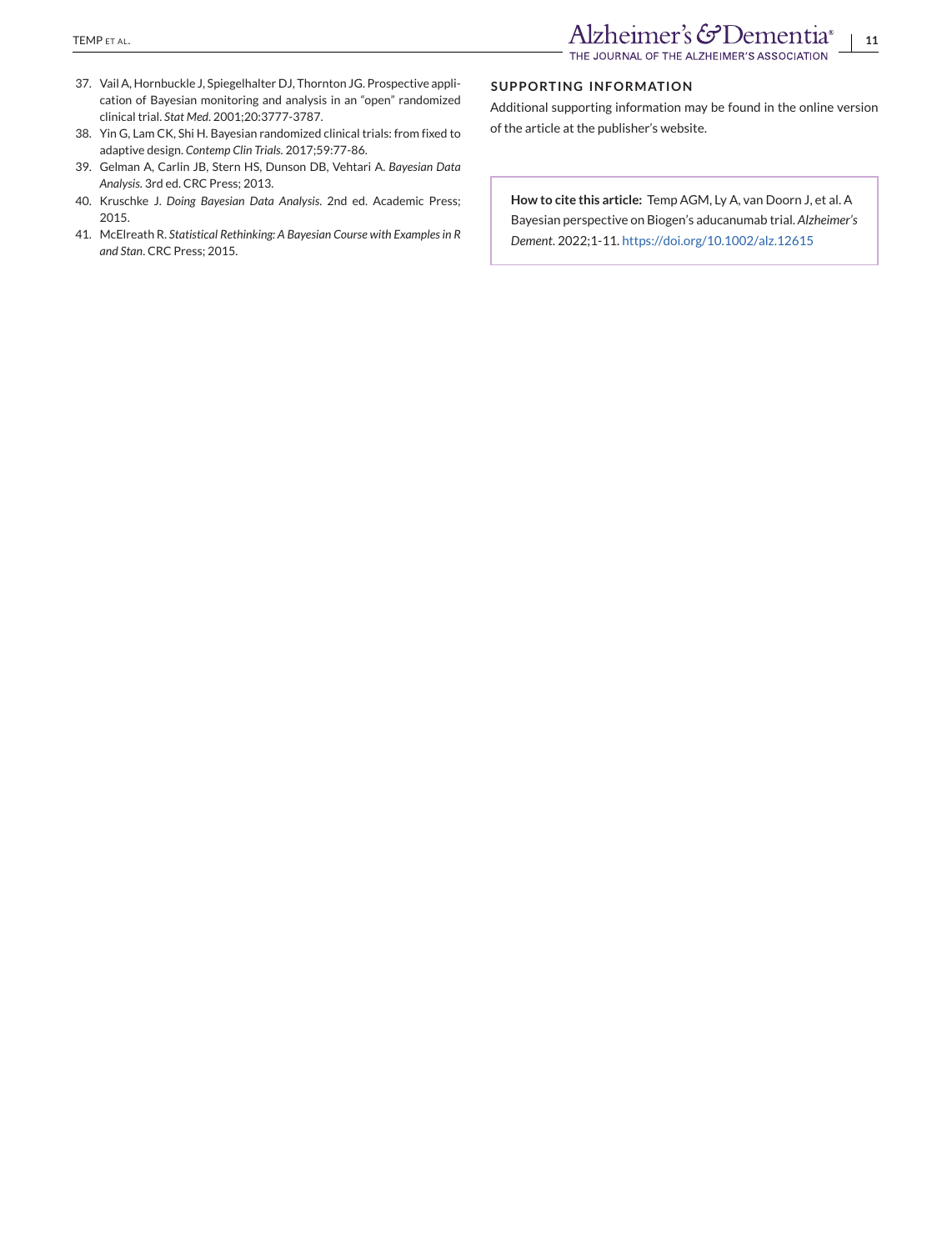37. Vail A, Hornbuckle J, Spiegelhalter DJ, Thornton JG. Prospective application of Bayesian monitoring and analysis in an "open" randomized clinical trial. *Stat Med*. 2001;20:3777-3787.
38. Yin G, Lam CK, Shi H. Bayesian randomized clinical trials: from fixed to adaptive design. *Contemp Clin Trials*. 2017;59:77-86.
39. Gelman A, Carlin JB, Stern HS, Dunson DB, Vehtari A. *Bayesian Data Analysis*. 3rd ed. CRC Press; 2013.
40. Kruschke J. *Doing Bayesian Data Analysis*. 2nd ed. Academic Press; 2015.
41. McElreath R. *Statistical Rethinking: A Bayesian Course with Examples in R and Stan*. CRC Press; 2015.

## SUPPORTING INFORMATION

Additional supporting information may be found in the online version of the article at the publisher's website.

**How to cite this article:** Temp AGM, Ly A, van Doorn J, et al. A Bayesian perspective on Biogen's aducanumab trial. *Alzheimer's Dement*. 2022;1-11. https://doi.org/10.1002/alz.12615